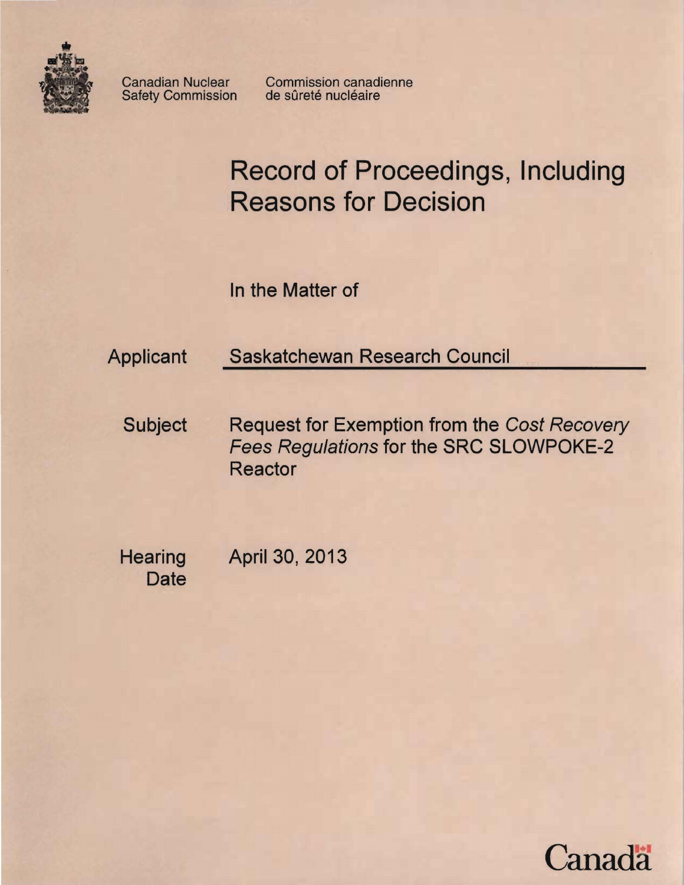Canadian Nuclear Safety Commission

Commission canadienne de sûreté nucléaire

# Record of Proceedings, Including Reasons for Decision

In the Matter of

| | |
|---|---|
| Applicant | Saskatchewan Research Council |
| Subject | Request for Exemption from the *Cost Recovery Fees Regulations* for the SRC SLOWPOKE-2 Reactor |
| Hearing Date | April 30, 2013 |

Canada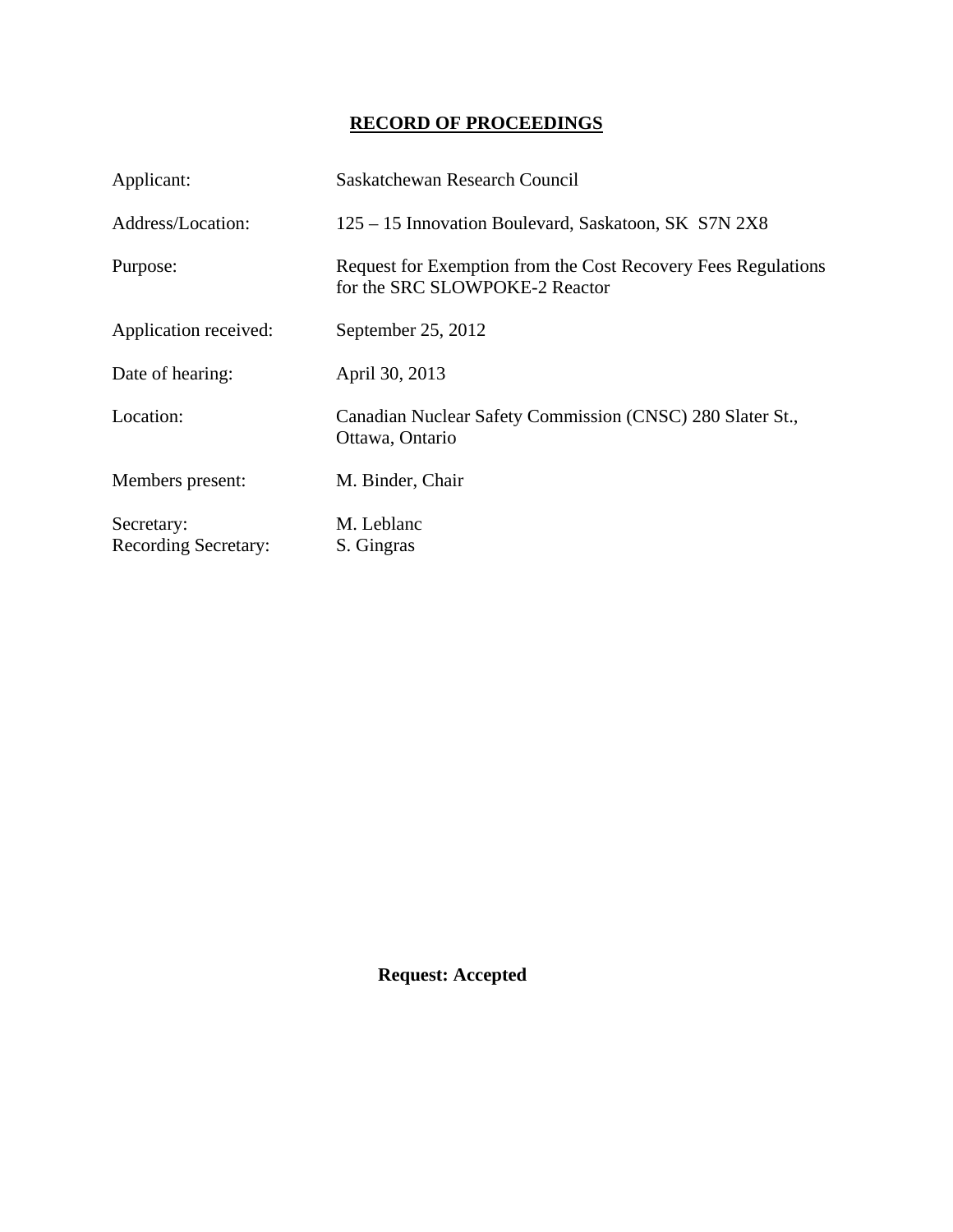# RECORD OF PROCEEDINGS

| | |
|---|---|
| Applicant: | Saskatchewan Research Council |
| Address/Location: | 125 – 15 Innovation Boulevard, Saskatoon, SK S7N 2X8 |
| Purpose: | Request for Exemption from the Cost Recovery Fees Regulations for the SRC SLOWPOKE-2 Reactor |
| Application received: | September 25, 2012 |
| Date of hearing: | April 30, 2013 |
| Location: | Canadian Nuclear Safety Commission (CNSC) 280 Slater St., Ottawa, Ontario |
| Members present: | M. Binder, Chair |
| Secretary: | M. Leblanc |
| Recording Secretary: | S. Gingras |

**Request: Accepted**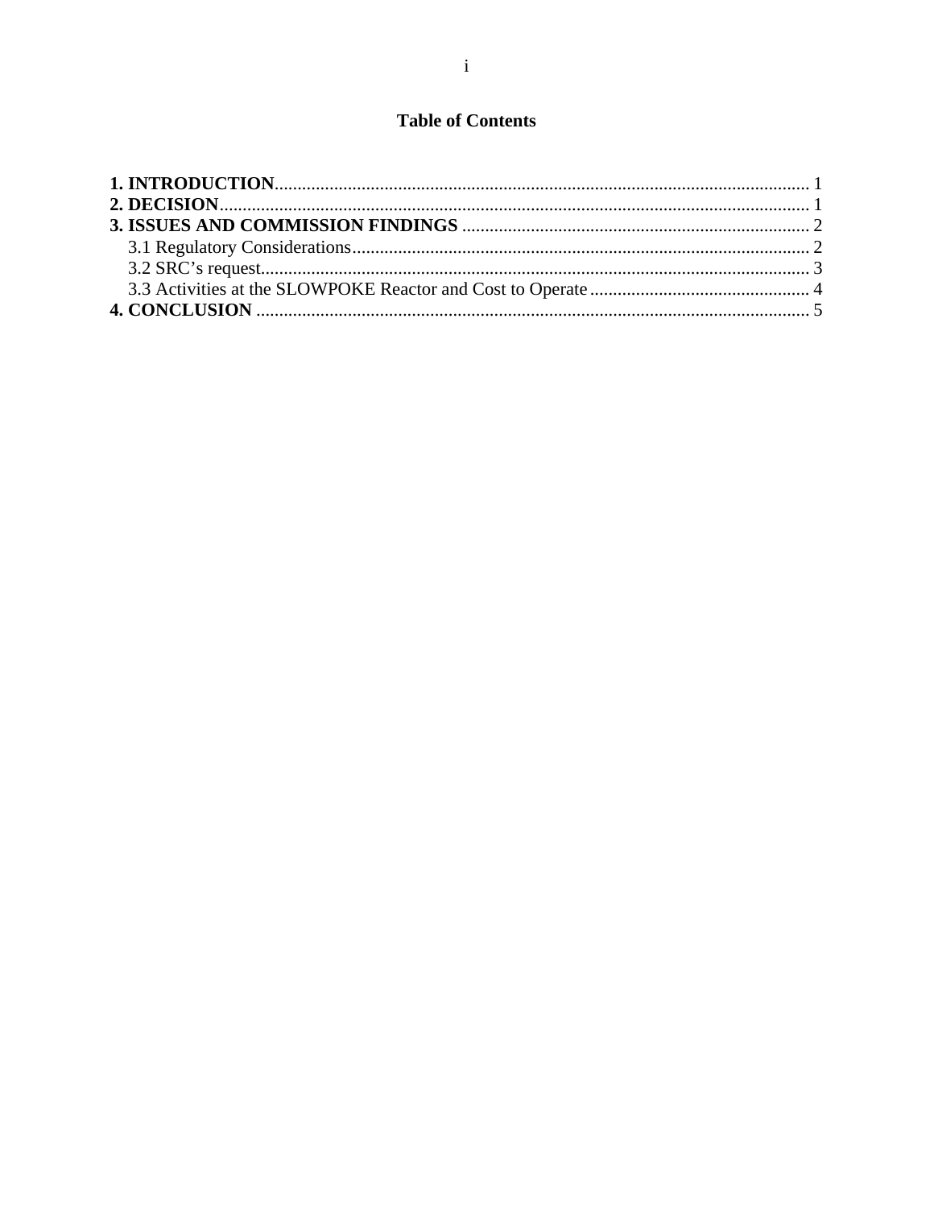# Table of Contents

**1. INTRODUCTION**.................................................................................................................... 1
**2. DECISION**................................................................................................................................ 1
**3. ISSUES AND COMMISSION FINDINGS** ............................................................................ 2
    3.1 Regulatory Considerations.................................................................................................... 2
    3.2 SRC's request........................................................................................................................ 3
    3.3 Activities at the SLOWPOKE Reactor and Cost to Operate ................................................ 4
**4. CONCLUSION** ....................................................................................................................... 5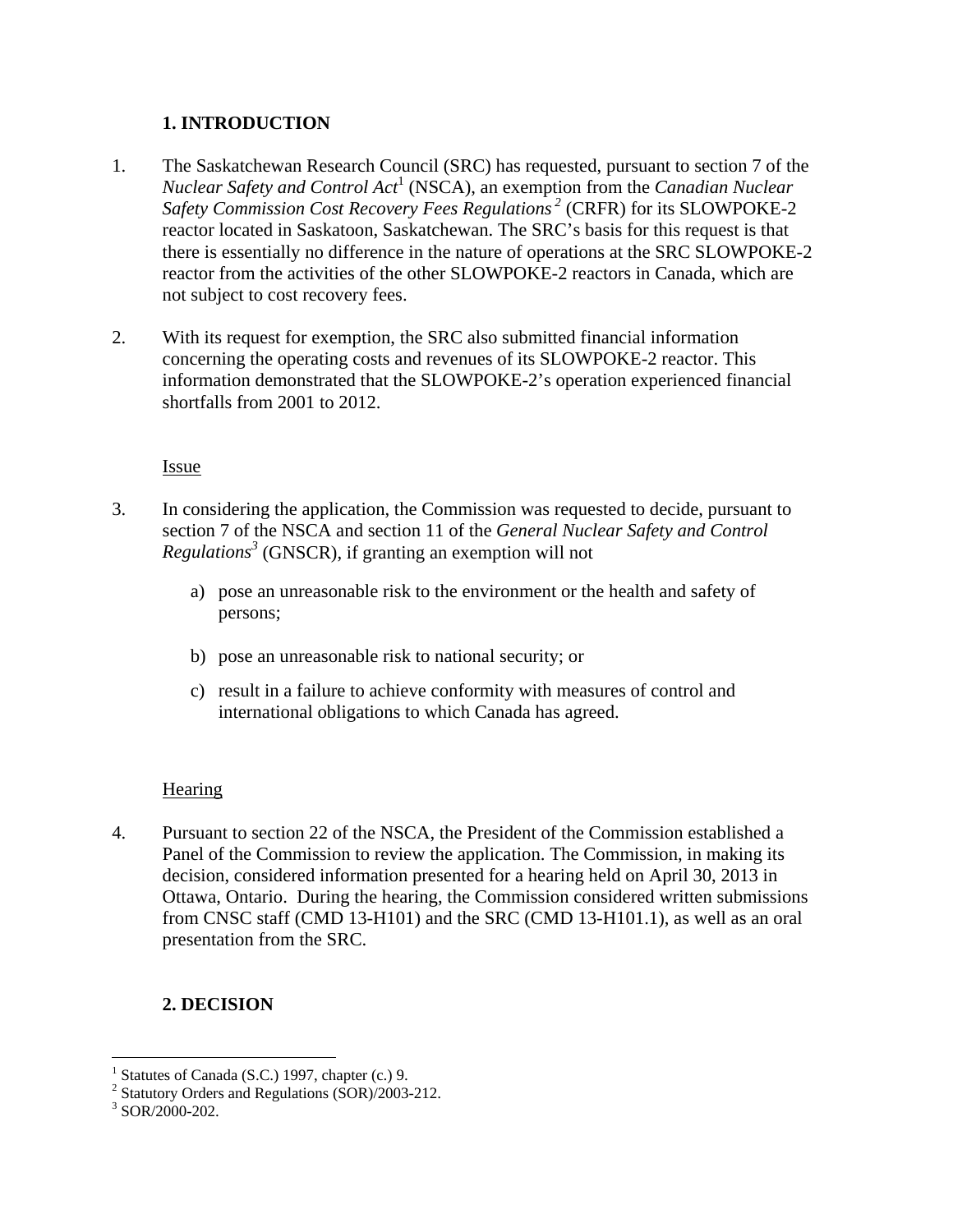## 1. INTRODUCTION

1. The Saskatchewan Research Council (SRC) has requested, pursuant to section 7 of the *Nuclear Safety and Control Act*[1] (NSCA), an exemption from the *Canadian Nuclear Safety Commission Cost Recovery Fees Regulations*[2] (CRFR) for its SLOWPOKE-2 reactor located in Saskatoon, Saskatchewan. The SRC's basis for this request is that there is essentially no difference in the nature of operations at the SRC SLOWPOKE-2 reactor from the activities of the other SLOWPOKE-2 reactors in Canada, which are not subject to cost recovery fees.

2. With its request for exemption, the SRC also submitted financial information concerning the operating costs and revenues of its SLOWPOKE-2 reactor. This information demonstrated that the SLOWPOKE-2's operation experienced financial shortfalls from 2001 to 2012.

### Issue

3. In considering the application, the Commission was requested to decide, pursuant to section 7 of the NSCA and section 11 of the *General Nuclear Safety and Control Regulations*[3] (GNSCR), if granting an exemption will not

   a) pose an unreasonable risk to the environment or the health and safety of persons;

   b) pose an unreasonable risk to national security; or

   c) result in a failure to achieve conformity with measures of control and international obligations to which Canada has agreed.

### Hearing

4. Pursuant to section 22 of the NSCA, the President of the Commission established a Panel of the Commission to review the application. The Commission, in making its decision, considered information presented for a hearing held on April 30, 2013 in Ottawa, Ontario. During the hearing, the Commission considered written submissions from CNSC staff (CMD 13-H101) and the SRC (CMD 13-H101.1), as well as an oral presentation from the SRC.

## 2. DECISION

---

[1] Statutes of Canada (S.C.) 1997, chapter (c.) 9.
[2] Statutory Orders and Regulations (SOR)/2003-212.
[3] SOR/2000-202.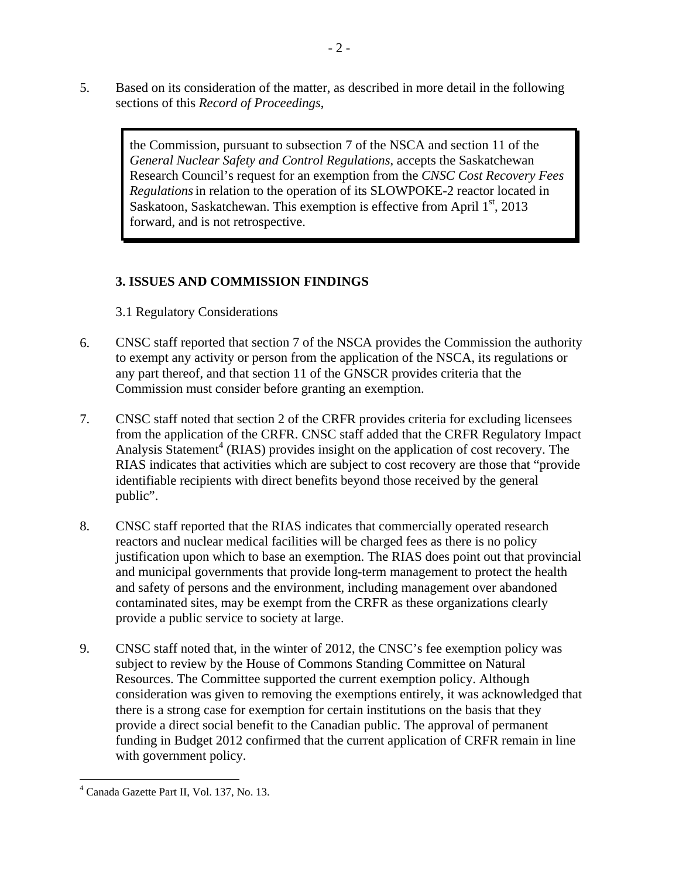5. Based on its consideration of the matter, as described in more detail in the following sections of this *Record of Proceedings*,

> the Commission, pursuant to subsection 7 of the NSCA and section 11 of the *General Nuclear Safety and Control Regulations*, accepts the Saskatchewan Research Council's request for an exemption from the *CNSC Cost Recovery Fees Regulations* in relation to the operation of its SLOWPOKE-2 reactor located in Saskatoon, Saskatchewan. This exemption is effective from April 1st, 2013 forward, and is not retrospective.

## 3. ISSUES AND COMMISSION FINDINGS

### 3.1 Regulatory Considerations

6. CNSC staff reported that section 7 of the NSCA provides the Commission the authority to exempt any activity or person from the application of the NSCA, its regulations or any part thereof, and that section 11 of the GNSCR provides criteria that the Commission must consider before granting an exemption.

7. CNSC staff noted that section 2 of the CRFR provides criteria for excluding licensees from the application of the CRFR. CNSC staff added that the CRFR Regulatory Impact Analysis Statement[4] (RIAS) provides insight on the application of cost recovery. The RIAS indicates that activities which are subject to cost recovery are those that "provide identifiable recipients with direct benefits beyond those received by the general public".

8. CNSC staff reported that the RIAS indicates that commercially operated research reactors and nuclear medical facilities will be charged fees as there is no policy justification upon which to base an exemption. The RIAS does point out that provincial and municipal governments that provide long-term management to protect the health and safety of persons and the environment, including management over abandoned contaminated sites, may be exempt from the CRFR as these organizations clearly provide a public service to society at large.

9. CNSC staff noted that, in the winter of 2012, the CNSC's fee exemption policy was subject to review by the House of Commons Standing Committee on Natural Resources. The Committee supported the current exemption policy. Although consideration was given to removing the exemptions entirely, it was acknowledged that there is a strong case for exemption for certain institutions on the basis that they provide a direct social benefit to the Canadian public. The approval of permanent funding in Budget 2012 confirmed that the current application of CRFR remain in line with government policy.

---

[4] Canada Gazette Part II, Vol. 137, No. 13.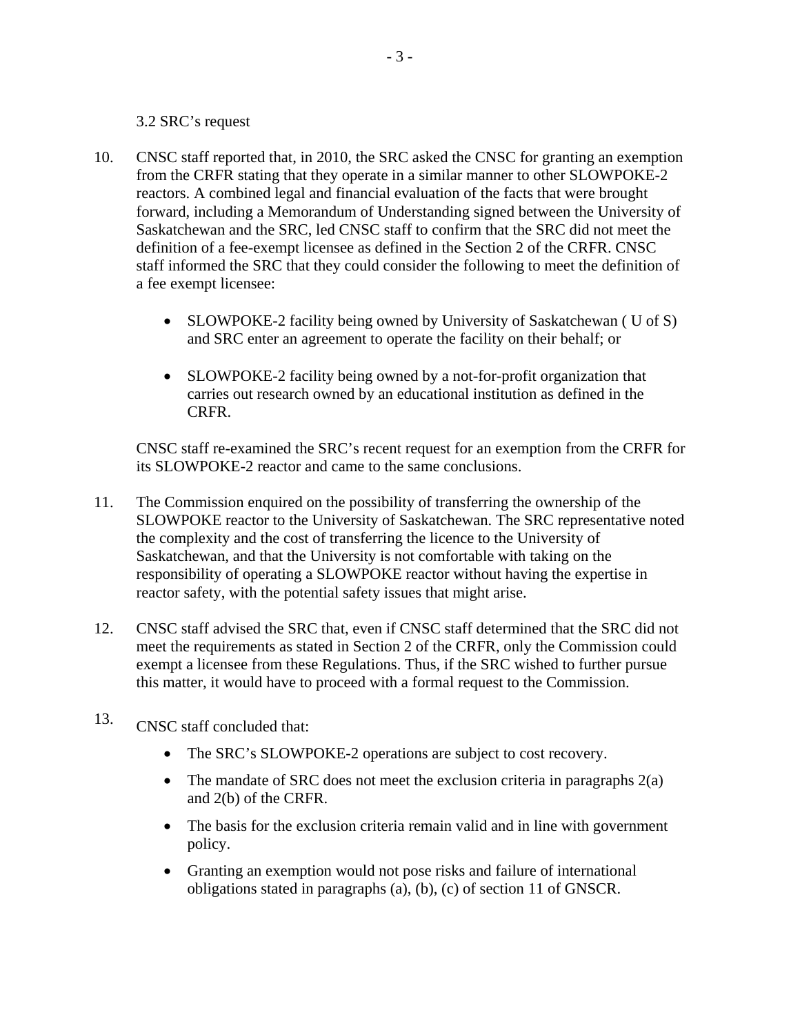### 3.2 SRC's request

10. CNSC staff reported that, in 2010, the SRC asked the CNSC for granting an exemption from the CRFR stating that they operate in a similar manner to other SLOWPOKE-2 reactors. A combined legal and financial evaluation of the facts that were brought forward, including a Memorandum of Understanding signed between the University of Saskatchewan and the SRC, led CNSC staff to confirm that the SRC did not meet the definition of a fee-exempt licensee as defined in the Section 2 of the CRFR. CNSC staff informed the SRC that they could consider the following to meet the definition of a fee exempt licensee:

    - SLOWPOKE-2 facility being owned by University of Saskatchewan ( U of S) and SRC enter an agreement to operate the facility on their behalf; or

    - SLOWPOKE-2 facility being owned by a not-for-profit organization that carries out research owned by an educational institution as defined in the CRFR.

    CNSC staff re-examined the SRC's recent request for an exemption from the CRFR for its SLOWPOKE-2 reactor and came to the same conclusions.

11. The Commission enquired on the possibility of transferring the ownership of the SLOWPOKE reactor to the University of Saskatchewan. The SRC representative noted the complexity and the cost of transferring the licence to the University of Saskatchewan, and that the University is not comfortable with taking on the responsibility of operating a SLOWPOKE reactor without having the expertise in reactor safety, with the potential safety issues that might arise.

12. CNSC staff advised the SRC that, even if CNSC staff determined that the SRC did not meet the requirements as stated in Section 2 of the CRFR, only the Commission could exempt a licensee from these Regulations. Thus, if the SRC wished to further pursue this matter, it would have to proceed with a formal request to the Commission.

13. CNSC staff concluded that:

    - The SRC's SLOWPOKE-2 operations are subject to cost recovery.
    - The mandate of SRC does not meet the exclusion criteria in paragraphs 2(a) and 2(b) of the CRFR.
    - The basis for the exclusion criteria remain valid and in line with government policy.
    - Granting an exemption would not pose risks and failure of international obligations stated in paragraphs (a), (b), (c) of section 11 of GNSCR.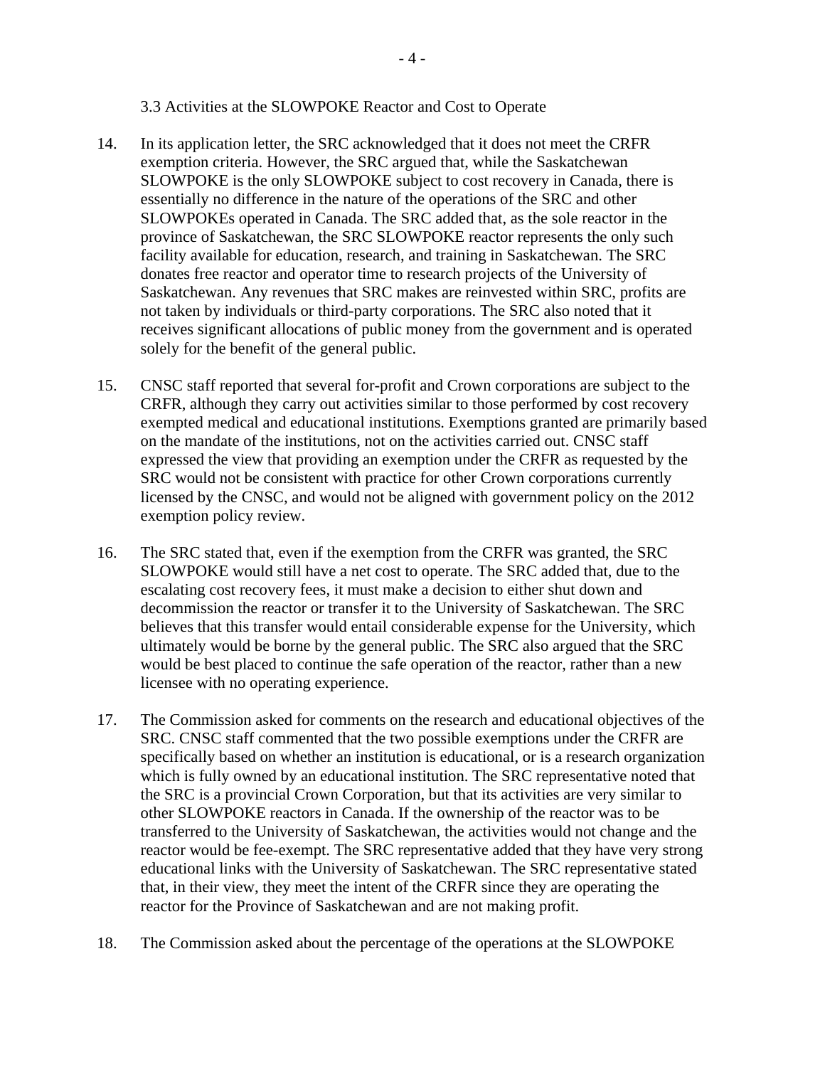### 3.3 Activities at the SLOWPOKE Reactor and Cost to Operate

14. In its application letter, the SRC acknowledged that it does not meet the CRFR exemption criteria. However, the SRC argued that, while the Saskatchewan SLOWPOKE is the only SLOWPOKE subject to cost recovery in Canada, there is essentially no difference in the nature of the operations of the SRC and other SLOWPOKEs operated in Canada. The SRC added that, as the sole reactor in the province of Saskatchewan, the SRC SLOWPOKE reactor represents the only such facility available for education, research, and training in Saskatchewan. The SRC donates free reactor and operator time to research projects of the University of Saskatchewan. Any revenues that SRC makes are reinvested within SRC, profits are not taken by individuals or third-party corporations. The SRC also noted that it receives significant allocations of public money from the government and is operated solely for the benefit of the general public.

15. CNSC staff reported that several for-profit and Crown corporations are subject to the CRFR, although they carry out activities similar to those performed by cost recovery exempted medical and educational institutions. Exemptions granted are primarily based on the mandate of the institutions, not on the activities carried out. CNSC staff expressed the view that providing an exemption under the CRFR as requested by the SRC would not be consistent with practice for other Crown corporations currently licensed by the CNSC, and would not be aligned with government policy on the 2012 exemption policy review.

16. The SRC stated that, even if the exemption from the CRFR was granted, the SRC SLOWPOKE would still have a net cost to operate. The SRC added that, due to the escalating cost recovery fees, it must make a decision to either shut down and decommission the reactor or transfer it to the University of Saskatchewan. The SRC believes that this transfer would entail considerable expense for the University, which ultimately would be borne by the general public. The SRC also argued that the SRC would be best placed to continue the safe operation of the reactor, rather than a new licensee with no operating experience.

17. The Commission asked for comments on the research and educational objectives of the SRC. CNSC staff commented that the two possible exemptions under the CRFR are specifically based on whether an institution is educational, or is a research organization which is fully owned by an educational institution. The SRC representative noted that the SRC is a provincial Crown Corporation, but that its activities are very similar to other SLOWPOKE reactors in Canada. If the ownership of the reactor was to be transferred to the University of Saskatchewan, the activities would not change and the reactor would be fee-exempt. The SRC representative added that they have very strong educational links with the University of Saskatchewan. The SRC representative stated that, in their view, they meet the intent of the CRFR since they are operating the reactor for the Province of Saskatchewan and are not making profit.

18. The Commission asked about the percentage of the operations at the SLOWPOKE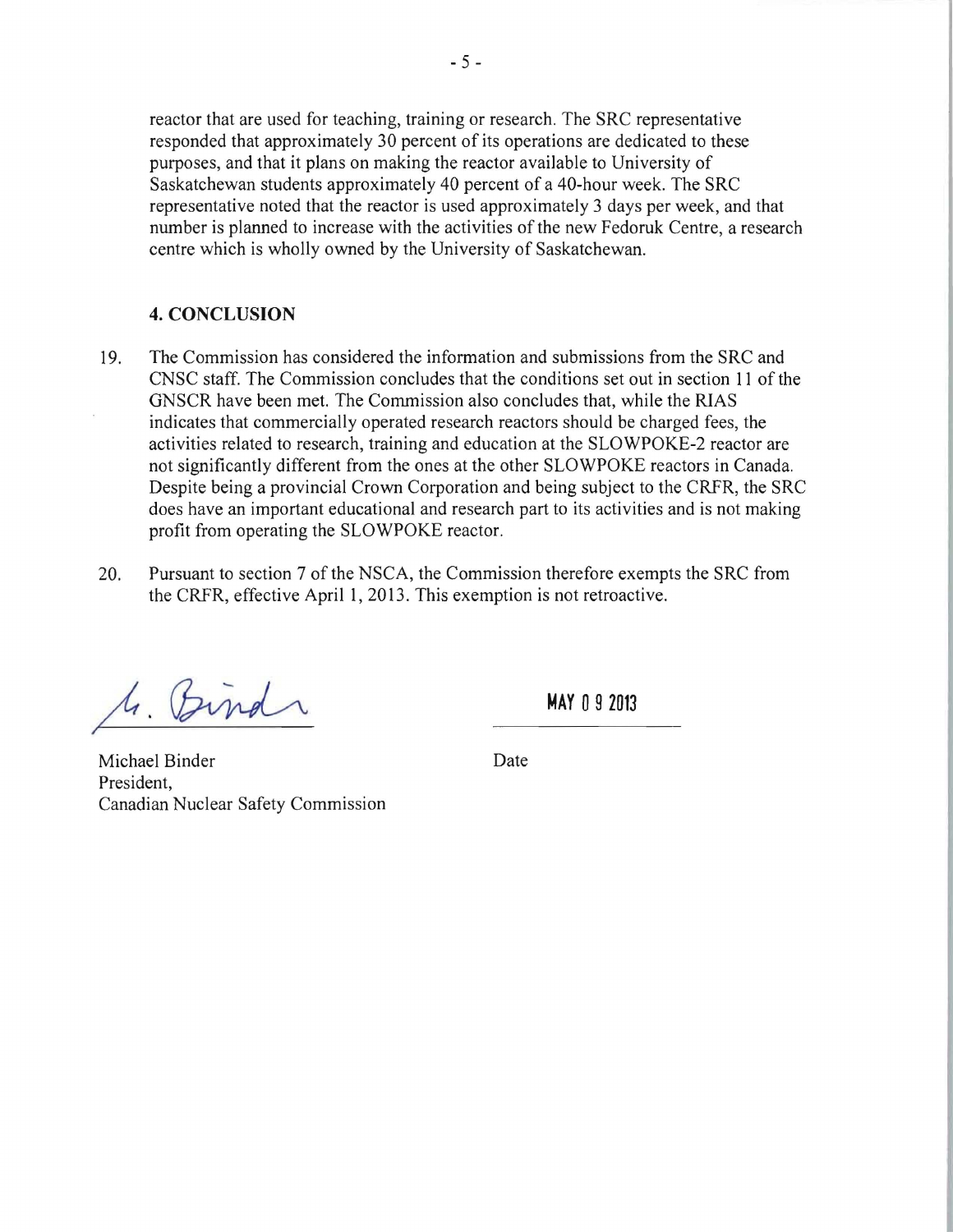reactor that are used for teaching, training or research. The SRC representative responded that approximately 30 percent of its operations are dedicated to these purposes, and that it plans on making the reactor available to University of Saskatchewan students approximately 40 percent of a 40-hour week. The SRC representative noted that the reactor is used approximately 3 days per week, and that number is planned to increase with the activities of the new Fedoruk Centre, a research centre which is wholly owned by the University of Saskatchewan.

## 4. CONCLUSION

19. The Commission has considered the information and submissions from the SRC and CNSC staff. The Commission concludes that the conditions set out in section 11 of the GNSCR have been met. The Commission also concludes that, while the RIAS indicates that commercially operated research reactors should be charged fees, the activities related to research, training and education at the SLOWPOKE-2 reactor are not significantly different from the ones at the other SLOWPOKE reactors in Canada. Despite being a provincial Crown Corporation and being subject to the CRFR, the SRC does have an important educational and research part to its activities and is not making profit from operating the SLOWPOKE reactor.

20. Pursuant to section 7 of the NSCA, the Commission therefore exempts the SRC from the CRFR, effective April 1, 2013. This exemption is not retroactive.

M. Binder

MAY 0 9 2013

Michael Binder
President,
Canadian Nuclear Safety Commission

Date